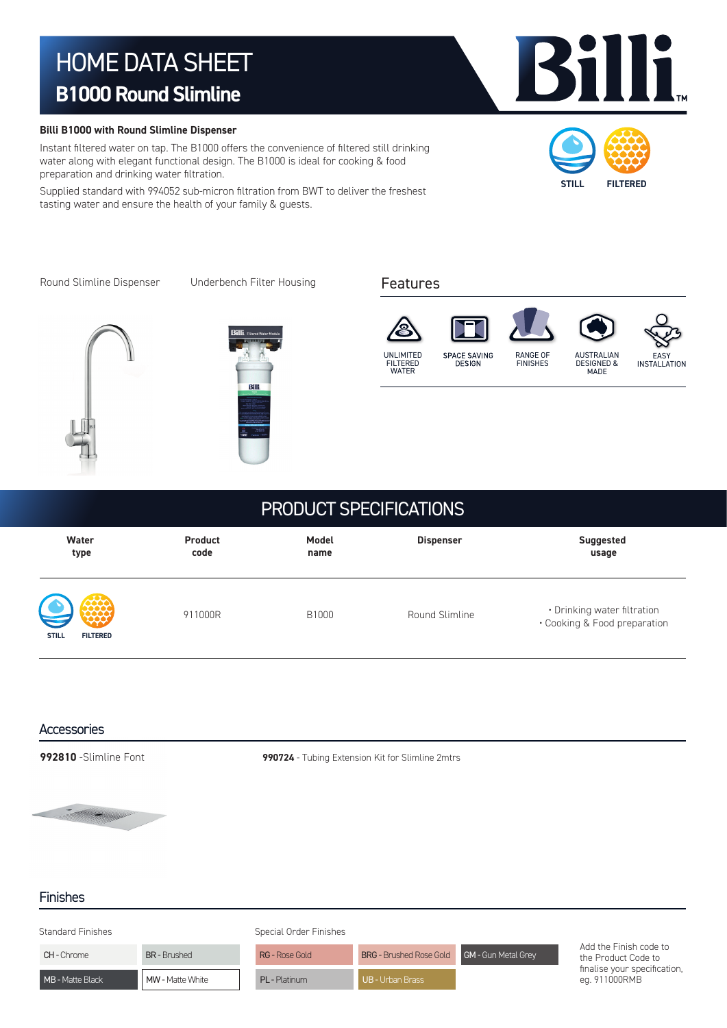# HOME DATA SHEET

## B1000 Round Slimline

Billi

**Billi B1000 with Round Slimline Dispenser**

Instant filtered water on tap. The B1000 offers the convenience of filtered still drinking water along with elegant functional design. The B1000 is ideal for cooking & food preparation and drinking water filtration.

Supplied standard with 994052 sub-micron filtration from BWT to deliver the freshest tasting water and ensure the health of your family & guests.

STILL FILTERED

Round Slimline Dispenser

Underbench Filter Housing

## Features

- UNLIMITED FILTERED WATER
- SPACE SAVING DESIGN
- RANGE OF FINISHES
- AUSTRALIAN DESIGNED & MADE
- EASY INSTALLATION

## PRODUCT SPECIFICATIONS

| Water type | Product code | Model name | Dispenser | Suggested usage |
| --- | --- | --- | --- | --- |
| STILL FILTERED | 911000R | B1000 | Round Slimline | • Drinking water filtration<br>• Cooking & Food preparation |

## Accessories

**992810** -Slimline Font

**990724** - Tubing Extension Kit for Slimline 2mtrs

## Finishes

Standard Finishes

| | |
| --- | --- |
| CH - Chrome | BR - Brushed |
| MB - Matte Black | MW - Matte White |

Special Order Finishes

| | | |
| --- | --- | --- |
| RG - Rose Gold | BRG - Brushed Rose Gold | GM - Gun Metal Grey |
| PL - Platinum | UB - Urban Brass | |

Add the Finish code to the Product Code to finalise your specification, eg. 911000RMB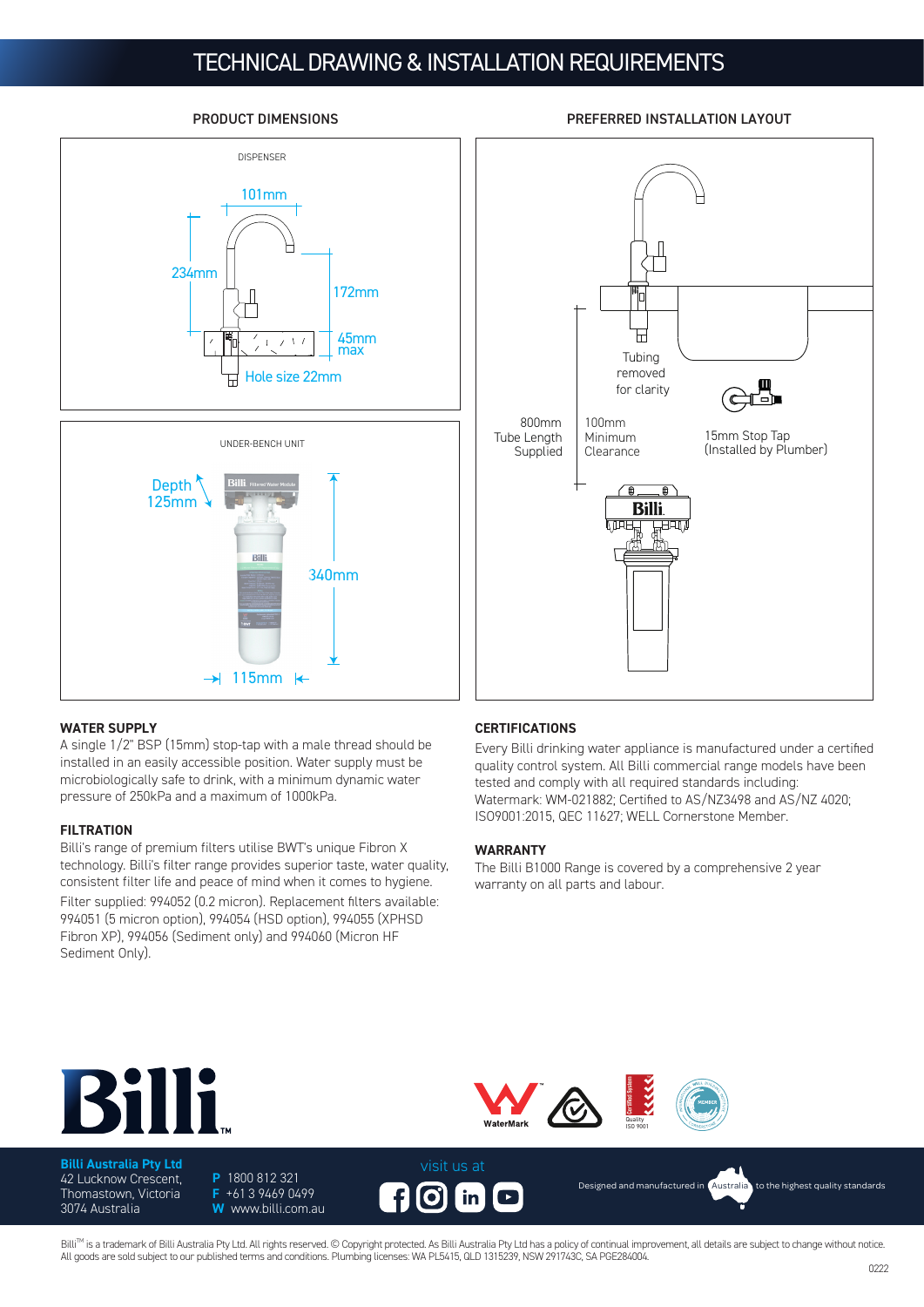# TECHNICAL DRAWING & INSTALLATION REQUIREMENTS

## PRODUCT DIMENSIONS

DISPENSER

101mm

234mm

172mm

45mm max

Hole size 22mm

UNDER-BENCH UNIT

Depth 125mm

340mm

115mm

## PREFERRED INSTALLATION LAYOUT

Tubing removed for clarity

800mm Tube Length Supplied

100mm Minimum Clearance

15mm Stop Tap (Installed by Plumber)

### WATER SUPPLY

A single 1/2" BSP (15mm) stop-tap with a male thread should be installed in an easily accessible position. Water supply must be microbiologically safe to drink, with a minimum dynamic water pressure of 250kPa and a maximum of 1000kPa.

### FILTRATION

Billi's range of premium filters utilise BWT's unique Fibron X technology. Billi's filter range provides superior taste, water quality, consistent filter life and peace of mind when it comes to hygiene.

Filter supplied: 994052 (0.2 micron). Replacement filters available: 994051 (5 micron option), 994054 (HSD option), 994055 (XPHSD Fibron XP), 994056 (Sediment only) and 994060 (Micron HF Sediment Only).

### CERTIFICATIONS

Every Billi drinking water appliance is manufactured under a certified quality control system. All Billi commercial range models have been tested and comply with all required standards including: Watermark: WM-021882; Certified to AS/NZ3498 and AS/NZ 4020; ISO9001:2015, QEC 11627; WELL Cornerstone Member.

### WARRANTY

The Billi B1000 Range is covered by a comprehensive 2 year warranty on all parts and labour.

**Billi Australia Pty Ltd**
42 Lucknow Crescent,
Thomastown, Victoria
3074 Australia

**P** 1800 812 321
**F** +61 3 9469 0499
**W** www.billi.com.au

visit us at

Designed and manufactured in Australia to the highest quality standards

Billi™ is a trademark of Billi Australia Pty Ltd. All rights reserved. © Copyright protected. As Billi Australia Pty Ltd has a policy of continual improvement, all details are subject to change without notice. All goods are sold subject to our published terms and conditions. Plumbing licenses: WA PL5415, QLD 1315239, NSW 291743C, SA PGE284004.

0222